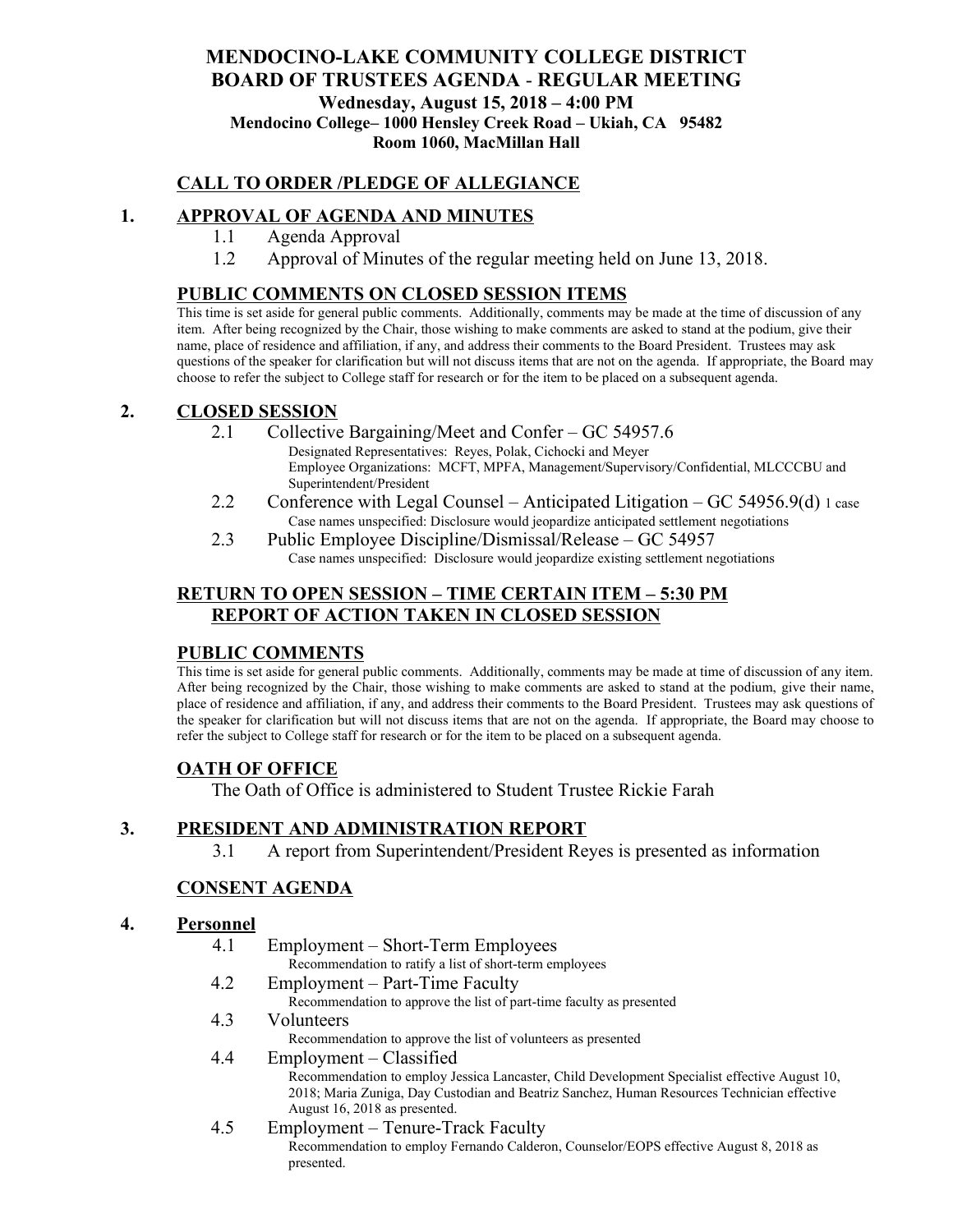# MENDOCINO-LAKE COMMUNITY COLLEGE DISTRICT
# BOARD OF TRUSTEES AGENDA - REGULAR MEETING

**Wednesday, August 15, 2018 – 4:00 PM**

**Mendocino College– 1000 Hensley Creek Road – Ukiah, CA 95482**

**Room 1060, MacMillan Hall**

## CALL TO ORDER /PLEDGE OF ALLEGIANCE

## 1. APPROVAL OF AGENDA AND MINUTES

1.1 Agenda Approval

1.2 Approval of Minutes of the regular meeting held on June 13, 2018.

## PUBLIC COMMENTS ON CLOSED SESSION ITEMS

This time is set aside for general public comments. Additionally, comments may be made at the time of discussion of any item. After being recognized by the Chair, those wishing to make comments are asked to stand at the podium, give their name, place of residence and affiliation, if any, and address their comments to the Board President. Trustees may ask questions of the speaker for clarification but will not discuss items that are not on the agenda. If appropriate, the Board may choose to refer the subject to College staff for research or for the item to be placed on a subsequent agenda.

## 2. CLOSED SESSION

2.1 Collective Bargaining/Meet and Confer – GC 54957.6
Designated Representatives: Reyes, Polak, Cichocki and Meyer
Employee Organizations: MCFT, MPFA, Management/Supervisory/Confidential, MLCCCBU and Superintendent/President

2.2 Conference with Legal Counsel – Anticipated Litigation – GC 54956.9(d) 1 case
Case names unspecified: Disclosure would jeopardize anticipated settlement negotiations

2.3 Public Employee Discipline/Dismissal/Release – GC 54957
Case names unspecified: Disclosure would jeopardize existing settlement negotiations

## RETURN TO OPEN SESSION – TIME CERTAIN ITEM – 5:30 PM
## REPORT OF ACTION TAKEN IN CLOSED SESSION

## PUBLIC COMMENTS

This time is set aside for general public comments. Additionally, comments may be made at time of discussion of any item. After being recognized by the Chair, those wishing to make comments are asked to stand at the podium, give their name, place of residence and affiliation, if any, and address their comments to the Board President. Trustees may ask questions of the speaker for clarification but will not discuss items that are not on the agenda. If appropriate, the Board may choose to refer the subject to College staff for research or for the item to be placed on a subsequent agenda.

## OATH OF OFFICE

The Oath of Office is administered to Student Trustee Rickie Farah

## 3. PRESIDENT AND ADMINISTRATION REPORT

3.1 A report from Superintendent/President Reyes is presented as information

## CONSENT AGENDA

## 4. Personnel

4.1 Employment – Short-Term Employees
Recommendation to ratify a list of short-term employees

4.2 Employment – Part-Time Faculty
Recommendation to approve the list of part-time faculty as presented

4.3 Volunteers
Recommendation to approve the list of volunteers as presented

4.4 Employment – Classified
Recommendation to employ Jessica Lancaster, Child Development Specialist effective August 10, 2018; Maria Zuniga, Day Custodian and Beatriz Sanchez, Human Resources Technician effective August 16, 2018 as presented.

4.5 Employment – Tenure-Track Faculty
Recommendation to employ Fernando Calderon, Counselor/EOPS effective August 8, 2018 as presented.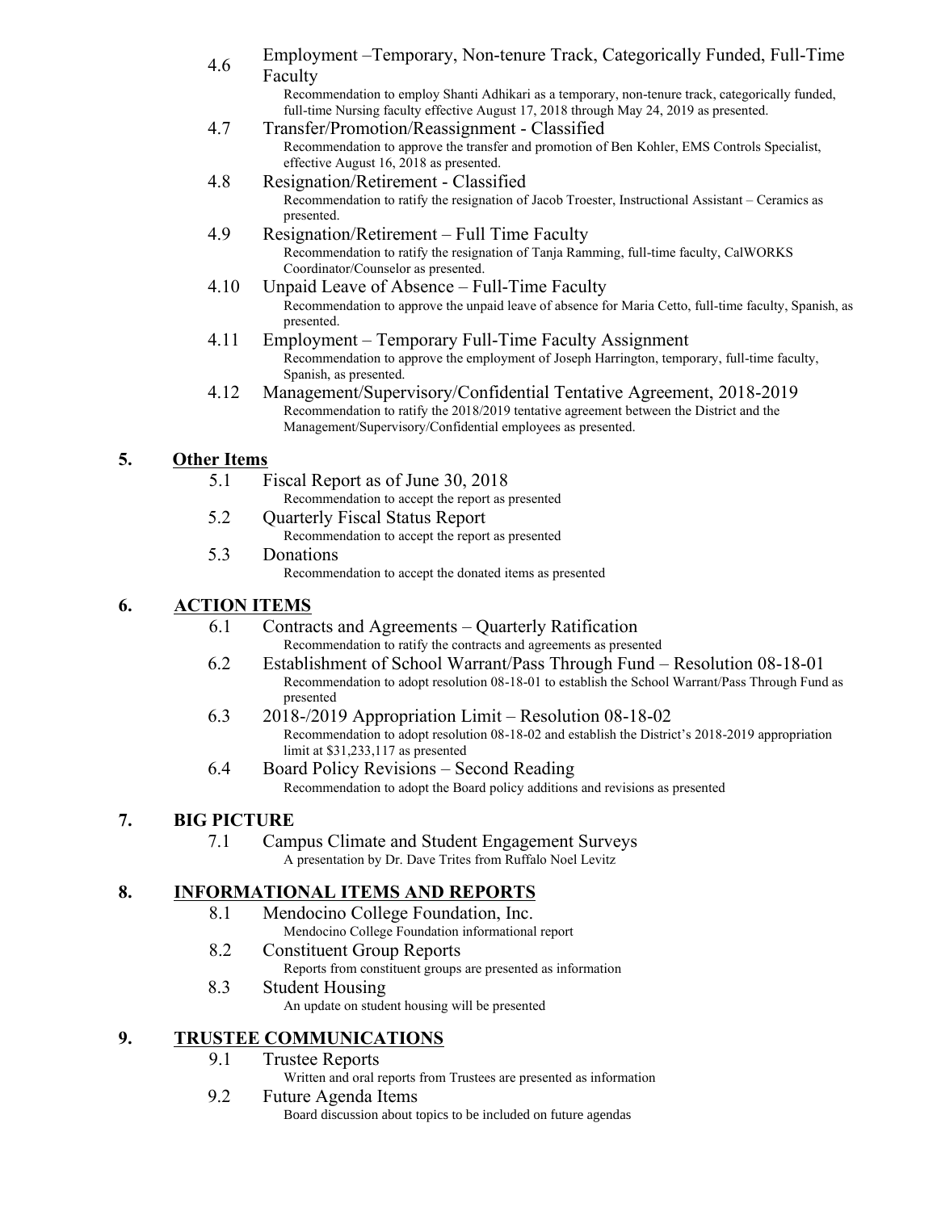4.6 Employment –Temporary, Non-tenure Track, Categorically Funded, Full-Time Faculty

Recommendation to employ Shanti Adhikari as a temporary, non-tenure track, categorically funded, full-time Nursing faculty effective August 17, 2018 through May 24, 2019 as presented.

4.7 Transfer/Promotion/Reassignment - Classified

Recommendation to approve the transfer and promotion of Ben Kohler, EMS Controls Specialist, effective August 16, 2018 as presented.

4.8 Resignation/Retirement - Classified

Recommendation to ratify the resignation of Jacob Troester, Instructional Assistant – Ceramics as presented.

4.9 Resignation/Retirement – Full Time Faculty

Recommendation to ratify the resignation of Tanja Ramming, full-time faculty, CalWORKS Coordinator/Counselor as presented.

4.10 Unpaid Leave of Absence – Full-Time Faculty

Recommendation to approve the unpaid leave of absence for Maria Cetto, full-time faculty, Spanish, as presented.

4.11 Employment – Temporary Full-Time Faculty Assignment

Recommendation to approve the employment of Joseph Harrington, temporary, full-time faculty, Spanish, as presented.

4.12 Management/Supervisory/Confidential Tentative Agreement, 2018-2019

Recommendation to ratify the 2018/2019 tentative agreement between the District and the Management/Supervisory/Confidential employees as presented.

## 5. Other Items

5.1 Fiscal Report as of June 30, 2018

Recommendation to accept the report as presented

5.2 Quarterly Fiscal Status Report

Recommendation to accept the report as presented

5.3 Donations

Recommendation to accept the donated items as presented

## 6. ACTION ITEMS

6.1 Contracts and Agreements – Quarterly Ratification

Recommendation to ratify the contracts and agreements as presented

6.2 Establishment of School Warrant/Pass Through Fund – Resolution 08-18-01

Recommendation to adopt resolution 08-18-01 to establish the School Warrant/Pass Through Fund as presented

6.3 2018-/2019 Appropriation Limit – Resolution 08-18-02

Recommendation to adopt resolution 08-18-02 and establish the District's 2018-2019 appropriation limit at $31,233,117 as presented

6.4 Board Policy Revisions – Second Reading

Recommendation to adopt the Board policy additions and revisions as presented

## 7. BIG PICTURE

7.1 Campus Climate and Student Engagement Surveys

A presentation by Dr. Dave Trites from Ruffalo Noel Levitz

## 8. INFORMATIONAL ITEMS AND REPORTS

8.1 Mendocino College Foundation, Inc.

Mendocino College Foundation informational report

8.2 Constituent Group Reports

Reports from constituent groups are presented as information

8.3 Student Housing

An update on student housing will be presented

## 9. TRUSTEE COMMUNICATIONS

9.1 Trustee Reports

Written and oral reports from Trustees are presented as information

9.2 Future Agenda Items

Board discussion about topics to be included on future agendas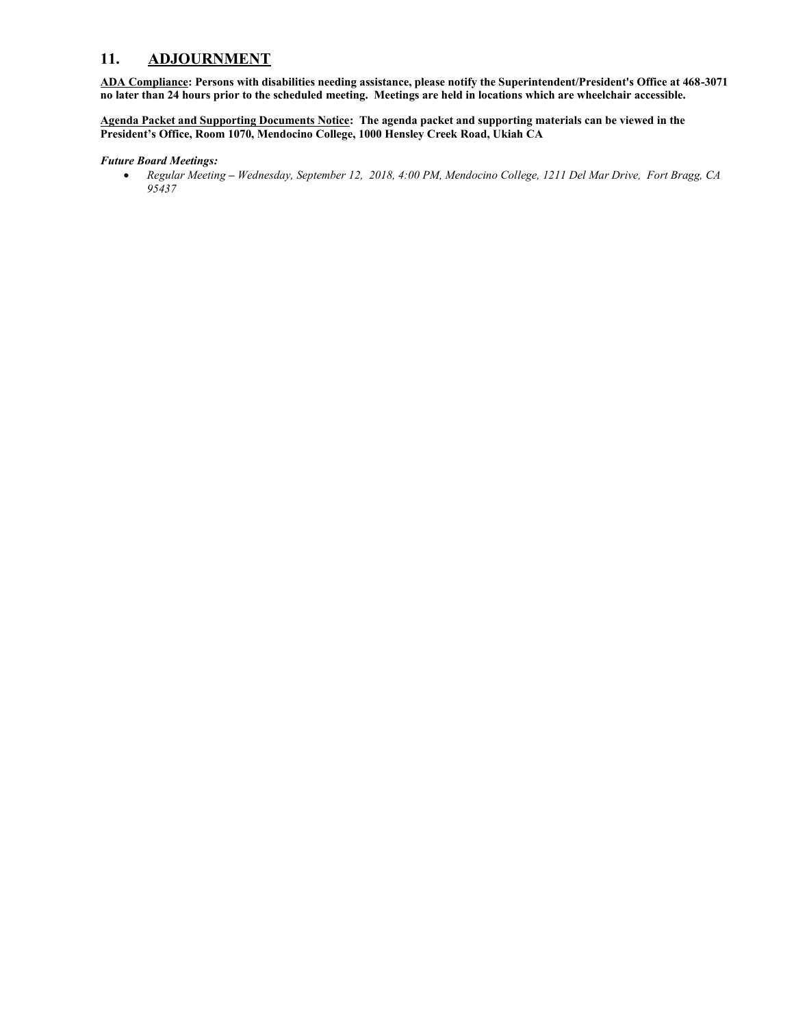## 11. ADJOURNMENT

**ADA Compliance: Persons with disabilities needing assistance, please notify the Superintendent/President's Office at 468-3071 no later than 24 hours prior to the scheduled meeting. Meetings are held in locations which are wheelchair accessible.**

**Agenda Packet and Supporting Documents Notice: The agenda packet and supporting materials can be viewed in the President's Office, Room 1070, Mendocino College, 1000 Hensley Creek Road, Ukiah CA**

***Future Board Meetings:***

- *Regular Meeting – Wednesday, September 12, 2018, 4:00 PM, Mendocino College, 1211 Del Mar Drive, Fort Bragg, CA 95437*